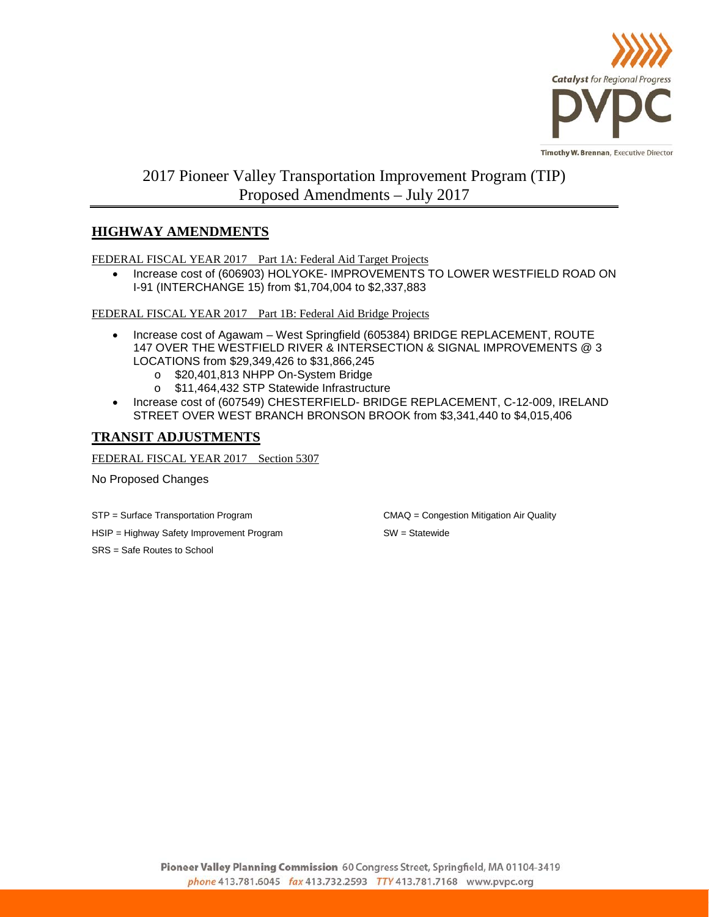Catalyst for Regional Progress

PVPC

Timothy W. Brennan, Executive Director

# 2017 Pioneer Valley Transportation Improvement Program (TIP) Proposed Amendments – July 2017

## HIGHWAY AMENDMENTS

FEDERAL FISCAL YEAR 2017 Part 1A: Federal Aid Target Projects

- Increase cost of (606903) HOLYOKE- IMPROVEMENTS TO LOWER WESTFIELD ROAD ON I-91 (INTERCHANGE 15) from $1,704,004 to $2,337,883

FEDERAL FISCAL YEAR 2017 Part 1B: Federal Aid Bridge Projects

- Increase cost of Agawam – West Springfield (605384) BRIDGE REPLACEMENT, ROUTE 147 OVER THE WESTFIELD RIVER & INTERSECTION & SIGNAL IMPROVEMENTS @ 3 LOCATIONS from $29,349,426 to $31,866,245
  - $20,401,813 NHPP On-System Bridge
  - $11,464,432 STP Statewide Infrastructure
- Increase cost of (607549) CHESTERFIELD- BRIDGE REPLACEMENT, C-12-009, IRELAND STREET OVER WEST BRANCH BRONSON BROOK from $3,341,440 to $4,015,406

## TRANSIT ADJUSTMENTS

FEDERAL FISCAL YEAR 2017 Section 5307

No Proposed Changes

STP = Surface Transportation Program

HSIP = Highway Safety Improvement Program

SRS = Safe Routes to School

CMAQ = Congestion Mitigation Air Quality

SW = Statewide

**Pioneer Valley Planning Commission** 60 Congress Street, Springfield, MA 01104-3419
*phone* 413.781.6045 *fax* 413.732.2593 *TTY* 413.781.7168 www.pvpc.org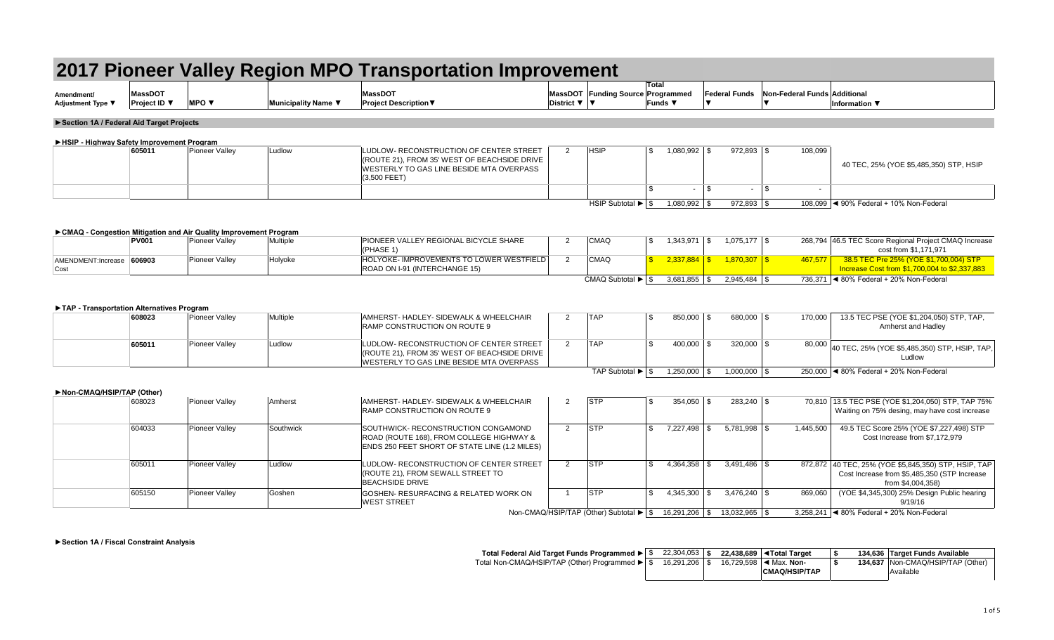# 2017 Pioneer Valley Region MPO Transportation Improvement

| Amendment/ Adjustment Type ▼ | MassDOT Project ID ▼ | MPO ▼ | Municipality Name ▼ | MassDOT Project Description▼ | MassDOT District ▼ | Funding Source ▼ | Total Programmed Funds ▼ | Federal Funds ▼ | Non-Federal Funds ▼ | Additional Information ▼ |
|---|---|---|---|---|---|---|---|---|---|---|
| **►Section 1A / Federal Aid Target Projects** | | | | | | | | | | |
| **►HSIP - Highway Safety Improvement Program** | | | | | | | | | | |
| | 605011 | Pioneer Valley | Ludlow | LUDLOW- RECONSTRUCTION OF CENTER STREET (ROUTE 21), FROM 35' WEST OF BEACHSIDE DRIVE WESTERLY TO GAS LINE BESIDE MTA OVERPASS (3,500 FEET) | 2 | HSIP | $ 1,080,992 | $ 972,893 | $ 108,099 | 40 TEC, 25% (YOE $5,485,350) STP, HSIP |
| | | | | | | | $ - | $ - | $ - | |
| | | | | | | HSIP Subtotal ► | $ 1,080,992 | $ 972,893 | $ 108,099 | ◄ 90% Federal + 10% Non-Federal |
| **►CMAQ - Congestion Mitigation and Air Quality Improvement Program** | | | | | | | | | | |
| | PV001 | Pioneer Valley | Multiple | PIONEER VALLEY REGIONAL BICYCLE SHARE (PHASE 1) | 2 | CMAQ | $ 1,343,971 | $ 1,075,177 | $ 268,794 | 46.5 TEC Score Regional Project CMAQ Increase cost from $1,171,971 |
| AMENDMENT:Increase Cost | 606903 | Pioneer Valley | Holyoke | HOLYOKE- IMPROVEMENTS TO LOWER WESTFIELD ROAD ON I-91 (INTERCHANGE 15) | 2 | CMAQ | $ 2,337,884 | $ 1,870,307 | $ 467,577 | 38.5 TEC Pre 25% (YOE $1,700,004) STP Increase Cost from $1,700,004 to $2,337,883 |
| | | | | | | CMAQ Subtotal ► | $ 3,681,855 | $ 2,945,484 | $ 736,371 | ◄ 80% Federal + 20% Non-Federal |
| **►TAP - Transportation Alternatives Program** | | | | | | | | | | |
| | 608023 | Pioneer Valley | Multiple | AMHERST- HADLEY- SIDEWALK & WHEELCHAIR RAMP CONSTRUCTION ON ROUTE 9 | 2 | TAP | $ 850,000 | $ 680,000 | $ 170,000 | 13.5 TEC PSE (YOE $1,204,050) STP, TAP, Amherst and Hadley |
| | 605011 | Pioneer Valley | Ludlow | LUDLOW- RECONSTRUCTION OF CENTER STREET (ROUTE 21), FROM 35' WEST OF BEACHSIDE DRIVE WESTERLY TO GAS LINE BESIDE MTA OVERPASS | 2 | TAP | $ 400,000 | $ 320,000 | $ 80,000 | 40 TEC, 25% (YOE $5,485,350) STP, HSIP, TAP, Ludlow |
| | | | | | | TAP Subtotal ► | $ 1,250,000 | $ 1,000,000 | $ 250,000 | ◄ 80% Federal + 20% Non-Federal |
| **►Non-CMAQ/HSIP/TAP (Other)** | | | | | | | | | | |
| | 608023 | Pioneer Valley | Amherst | AMHERST- HADLEY- SIDEWALK & WHEELCHAIR RAMP CONSTRUCTION ON ROUTE 9 | 2 | STP | $ 354,050 | $ 283,240 | $ 70,810 | 13.5 TEC PSE (YOE $1,204,050) STP, TAP 75% Waiting on 75% desing, may have cost increase |
| | 604033 | Pioneer Valley | Southwick | SOUTHWICK- RECONSTRUCTION CONGAMOND ROAD (ROUTE 168), FROM COLLEGE HIGHWAY & ENDS 250 FEET SHORT OF STATE LINE (1.2 MILES) | 2 | STP | $ 7,227,498 | $ 5,781,998 | $ 1,445,500 | 49.5 TEC Score 25% (YOE $7,227,498) STP Cost Increase from $7,172,979 |
| | 605011 | Pioneer Valley | Ludlow | LUDLOW- RECONSTRUCTION OF CENTER STREET (ROUTE 21), FROM SEWALL STREET TO BEACHSIDE DRIVE | 2 | STP | $ 4,364,358 | $ 3,491,486 | $ 872,872 | 40 TEC, 25% (YOE $5,845,350) STP, HSIP, TAP Cost Increase from $5,485,350 (STP Increase from $4,004,358) |
| | 605150 | Pioneer Valley | Goshen | GOSHEN- RESURFACING & RELATED WORK ON WEST STREET | 1 | STP | $ 4,345,300 | $ 3,476,240 | $ 869,060 | (YOE $4,345,300) 25% Design Public hearing 9/19/16 |
| | | | | | | Non-CMAQ/HSIP/TAP (Other) Subtotal ► | $ 16,291,206 | $ 13,032,965 | $ 3,258,241 | ◄ 80% Federal + 20% Non-Federal |

**►Section 1A / Fiscal Constraint Analysis**

| | | | | | |
|---|---|---|---|---|---|
| Total Federal Aid Target Funds Programmed ► | $ 22,304,053 | $ 22,438,689 | ◄Total Target | $ 134,636 | Target Funds Available |
| Total Non-CMAQ/HSIP/TAP (Other) Programmed ► | $ 16,291,206 | $ 16,729,598 | ◄ Max. Non-CMAQ/HSIP/TAP | $ 134,637 | Non-CMAQ/HSIP/TAP (Other) Available |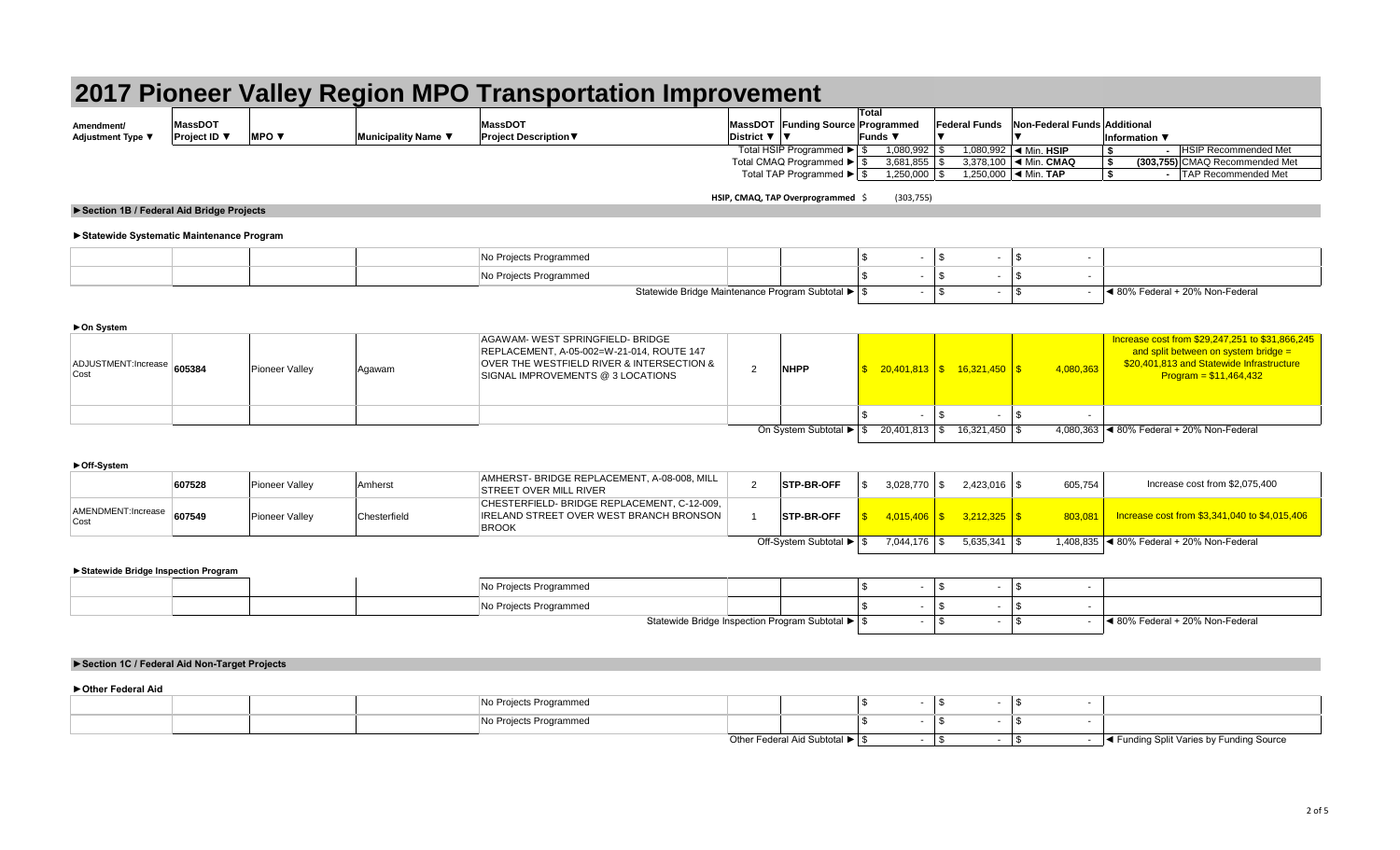# 2017 Pioneer Valley Region MPO Transportation Improvement

| Amendment/ Adjustment Type ▼ | MassDOT Project ID ▼ | MPO ▼ | Municipality Name ▼ | MassDOT Project Description▼ | MassDOT District ▼ | Funding Source ▼ | Total Programmed Funds ▼ | Federal Funds ▼ | Non-Federal Funds ▼ | Additional Information ▼ |
|---|---|---|---|---|---|---|---|---|---|---|
| | | | | | | Total HSIP Programmed ► | $ 1,080,992 | $ 1,080,992 | ◄ Min. **HSIP** | $ - HSIP Recommended Met |
| | | | | | | Total CMAQ Programmed ► | $ 3,681,855 | $ 3,378,100 | ◄ Min. **CMAQ** | $ (303,755) CMAQ Recommended Met |
| | | | | | | Total TAP Programmed ► | $ 1,250,000 | $ 1,250,000 | ◄ Min. **TAP** | $ - TAP Recommended Met |
| | | | | | | HSIP, CMAQ, TAP Overprogrammed | $ (303,755) | | | |
| **►Section 1B / Federal Aid Bridge Projects** | | | | | | | | | | |
| **►Statewide Systematic Maintenance Program** | | | | | | | | | | |
| | | | | No Projects Programmed | | | $ - | $ - | $ - | |
| | | | | No Projects Programmed | | | $ - | $ - | $ - | |
| | | | | Statewide Bridge Maintenance Program Subtotal ► | | | $ - | $ - | $ - | ◄ 80% Federal + 20% Non-Federal |
| **►On System** | | | | | | | | | | |
| ADJUSTMENT:Increase Cost | 605384 | Pioneer Valley | Agawam | AGAWAM- WEST SPRINGFIELD- BRIDGE REPLACEMENT, A-05-002=W-21-014, ROUTE 147 OVER THE WESTFIELD RIVER & INTERSECTION & SIGNAL IMPROVEMENTS @ 3 LOCATIONS | 2 | NHPP | $ 20,401,813 | $ 16,321,450 | $ 4,080,363 | Increase cost from $29,247,251 to $31,866,245 and split between on system bridge = $20,401,813 and Statewide Infrastructure Program = $11,464,432 |
| | | | | | | | $ - | $ - | $ - | |
| | | | | | | On System Subtotal ► | $ 20,401,813 | $ 16,321,450 | $ 4,080,363 | ◄ 80% Federal + 20% Non-Federal |
| **►Off-System** | | | | | | | | | | |
| | 607528 | Pioneer Valley | Amherst | AMHERST- BRIDGE REPLACEMENT, A-08-008, MILL STREET OVER MILL RIVER | 2 | STP-BR-OFF | $ 3,028,770 | $ 2,423,016 | $ 605,754 | Increase cost from $2,075,400 |
| AMENDMENT:Increase Cost | 607549 | Pioneer Valley | Chesterfield | CHESTERFIELD- BRIDGE REPLACEMENT, C-12-009, IRELAND STREET OVER WEST BRANCH BRONSON BROOK | 1 | STP-BR-OFF | $ 4,015,406 | $ 3,212,325 | $ 803,081 | Increase cost from $3,341,040 to $4,015,406 |
| | | | | | | Off-System Subtotal ► | $ 7,044,176 | $ 5,635,341 | $ 1,408,835 | ◄ 80% Federal + 20% Non-Federal |
| **►Statewide Bridge Inspection Program** | | | | | | | | | | |
| | | | | No Projects Programmed | | | $ - | $ - | $ - | |
| | | | | No Projects Programmed | | | $ - | $ - | $ - | |
| | | | | Statewide Bridge Inspection Program Subtotal ► | | | $ - | $ - | $ - | ◄ 80% Federal + 20% Non-Federal |
| **►Section 1C / Federal Aid Non-Target Projects** | | | | | | | | | | |
| **►Other Federal Aid** | | | | | | | | | | |
| | | | | No Projects Programmed | | | $ - | $ - | $ - | |
| | | | | No Projects Programmed | | | $ - | $ - | $ - | |
| | | | | | | Other Federal Aid Subtotal ► | $ - | $ - | $ - | ◄ Funding Split Varies by Funding Source |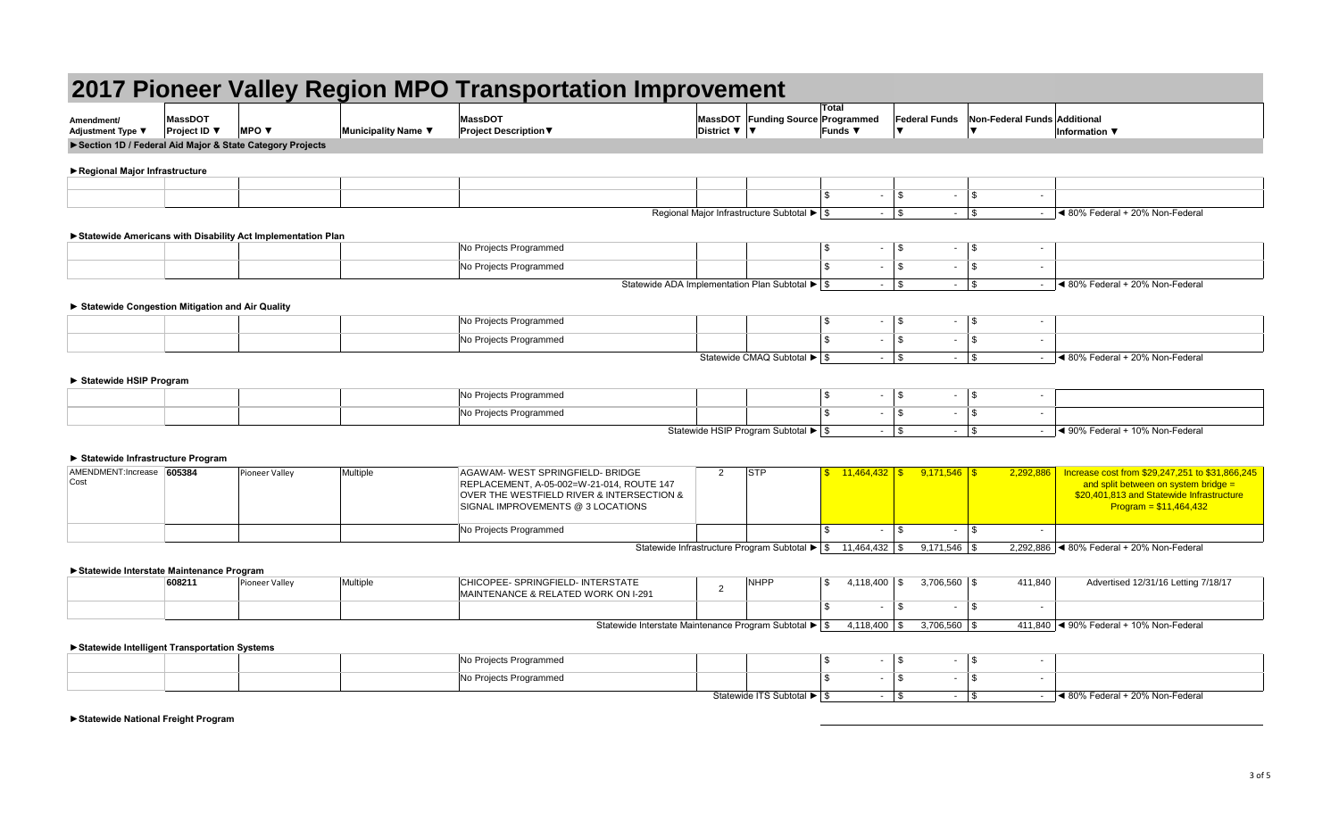# 2017 Pioneer Valley Region MPO Transportation Improvement

| Amendment/ Adjustment Type ▼ | MassDOT Project ID ▼ | MPO ▼ | Municipality Name ▼ | MassDOT Project Description▼ | MassDOT District ▼ | Funding Source ▼ | Total Programmed Funds ▼ | Federal Funds ▼ | Non-Federal Funds ▼ | Additional Information ▼ |
|---|---|---|---|---|---|---|---|---|---|---|
| ►Section 1D / Federal Aid Major & State Category Projects | | | | | | | | | | |
| ►Regional Major Infrastructure | | | | | | | | | | |
| | | | | | | | $ - | $ - | $ - | |
| | | | | Regional Major Infrastructure Subtotal ► | | | $ - | $ - | $ - | ◄ 80% Federal + 20% Non-Federal |
| ►Statewide Americans with Disability Act Implementation Plan | | | | | | | | | | |
| | | | | No Projects Programmed | | | $ - | $ - | $ - | |
| | | | | No Projects Programmed | | | $ - | $ - | $ - | |
| | | | | Statewide ADA Implementation Plan Subtotal ► | | | $ - | $ - | $ - | ◄ 80% Federal + 20% Non-Federal |
| ► Statewide Congestion Mitigation and Air Quality | | | | | | | | | | |
| | | | | No Projects Programmed | | | $ - | $ - | $ - | |
| | | | | No Projects Programmed | | | $ - | $ - | $ - | |
| | | | | Statewide CMAQ Subtotal ► | | | $ - | $ - | $ - | ◄ 80% Federal + 20% Non-Federal |
| ► Statewide HSIP Program | | | | | | | | | | |
| | | | | No Projects Programmed | | | $ - | $ - | $ - | |
| | | | | No Projects Programmed | | | $ - | $ - | $ - | |
| | | | | Statewide HSIP Program Subtotal ► | | | $ - | $ - | $ - | ◄ 90% Federal + 10% Non-Federal |
| ► Statewide Infrastructure Program | | | | | | | | | | |
| AMENDMENT:Increase Cost | 605384 | Pioneer Valley | Multiple | AGAWAM- WEST SPRINGFIELD- BRIDGE REPLACEMENT, A-05-002=W-21-014, ROUTE 147 OVER THE WESTFIELD RIVER & INTERSECTION & SIGNAL IMPROVEMENTS @ 3 LOCATIONS | 2 | STP | $ 11,464,432 | $ 9,171,546 | $ 2,292,886 | Increase cost from $29,247,251 to $31,866,245 and split between on system bridge = $20,401,813 and Statewide Infrastructure Program = $11,464,432 |
| | | | | No Projects Programmed | | | $ - | $ - | $ - | |
| | | | | Statewide Infrastructure Program Subtotal ► | | | $ 11,464,432 | $ 9,171,546 | $ 2,292,886 | ◄ 80% Federal + 20% Non-Federal |
| ►Statewide Interstate Maintenance Program | | | | | | | | | | |
| | 608211 | Pioneer Valley | Multiple | CHICOPEE- SPRINGFIELD- INTERSTATE MAINTENANCE & RELATED WORK ON I-291 | 2 | NHPP | $ 4,118,400 | $ 3,706,560 | $ 411,840 | Advertised 12/31/16 Letting 7/18/17 |
| | | | | | | | $ - | $ - | $ - | |
| | | | | Statewide Interstate Maintenance Program Subtotal ► | | | $ 4,118,400 | $ 3,706,560 | $ 411,840 | ◄ 90% Federal + 10% Non-Federal |
| ►Statewide Intelligent Transportation Systems | | | | | | | | | | |
| | | | | No Projects Programmed | | | $ - | $ - | $ - | |
| | | | | No Projects Programmed | | | $ - | $ - | $ - | |
| | | | | Statewide ITS Subtotal ► | | | $ - | $ - | $ - | ◄ 80% Federal + 20% Non-Federal |
| ►Statewide National Freight Program | | | | | | | | | | |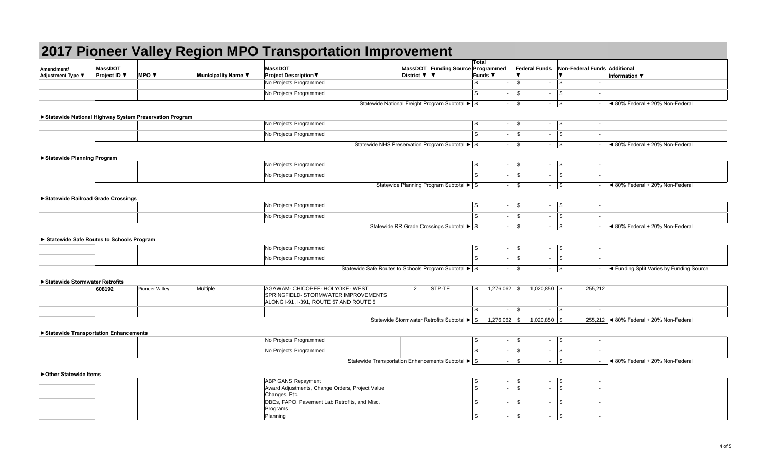# 2017 Pioneer Valley Region MPO Transportation Improvement

| Amendment/ Adjustment Type ▼ | MassDOT Project ID ▼ | MPO ▼ | Municipality Name ▼ | MassDOT Project Description▼ | MassDOT District ▼ | Funding Source ▼ | Total Programmed Funds ▼ | Federal Funds ▼ | Non-Federal Funds ▼ | Additional Information ▼ |
|---|---|---|---|---|---|---|---|---|---|---|
| | | | | No Projects Programmed | | | $ - | $ - | $ - | |
| | | | | No Projects Programmed | | | $ - | $ - | $ - | |
| | | | | Statewide National Freight Program Subtotal ► | | | $ - | $ - | $ - | ◄ 80% Federal + 20% Non-Federal |

**►Statewide National Highway System Preservation Program**

| Amendment/ Adjustment Type ▼ | MassDOT Project ID ▼ | MPO ▼ | Municipality Name ▼ | MassDOT Project Description▼ | MassDOT District ▼ | Funding Source ▼ | Total Programmed Funds ▼ | Federal Funds ▼ | Non-Federal Funds ▼ | Additional Information ▼ |
|---|---|---|---|---|---|---|---|---|---|---|
| | | | | No Projects Programmed | | | $ - | $ - | $ - | |
| | | | | No Projects Programmed | | | $ - | $ - | $ - | |
| | | | | Statewide NHS Preservation Program Subtotal ► | | | $ - | $ - | $ - | ◄ 80% Federal + 20% Non-Federal |

**►Statewide Planning Program**

| Amendment/ Adjustment Type ▼ | MassDOT Project ID ▼ | MPO ▼ | Municipality Name ▼ | MassDOT Project Description▼ | MassDOT District ▼ | Funding Source ▼ | Total Programmed Funds ▼ | Federal Funds ▼ | Non-Federal Funds ▼ | Additional Information ▼ |
|---|---|---|---|---|---|---|---|---|---|---|
| | | | | No Projects Programmed | | | $ - | $ - | $ - | |
| | | | | No Projects Programmed | | | $ - | $ - | $ - | |
| | | | | Statewide Planning Program Subtotal ► | | | $ - | $ - | $ - | ◄ 80% Federal + 20% Non-Federal |

**►Statewide Railroad Grade Crossings**

| Amendment/ Adjustment Type ▼ | MassDOT Project ID ▼ | MPO ▼ | Municipality Name ▼ | MassDOT Project Description▼ | MassDOT District ▼ | Funding Source ▼ | Total Programmed Funds ▼ | Federal Funds ▼ | Non-Federal Funds ▼ | Additional Information ▼ |
|---|---|---|---|---|---|---|---|---|---|---|
| | | | | No Projects Programmed | | | $ - | $ - | $ - | |
| | | | | No Projects Programmed | | | $ - | $ - | $ - | |
| | | | | Statewide RR Grade Crossings Subtotal ► | | | $ - | $ - | $ - | ◄ 80% Federal + 20% Non-Federal |

**► Statewide Safe Routes to Schools Program**

| Amendment/ Adjustment Type ▼ | MassDOT Project ID ▼ | MPO ▼ | Municipality Name ▼ | MassDOT Project Description▼ | MassDOT District ▼ | Funding Source ▼ | Total Programmed Funds ▼ | Federal Funds ▼ | Non-Federal Funds ▼ | Additional Information ▼ |
|---|---|---|---|---|---|---|---|---|---|---|
| | | | | No Projects Programmed | | | $ - | $ - | $ - | |
| | | | | No Projects Programmed | | | $ - | $ - | $ - | |
| | | | | Statewide Safe Routes to Schools Program Subtotal ► | | | $ - | $ - | $ - | ◄ Funding Split Varies by Funding Source |

**►Statewide Stormwater Retrofits**

| Amendment/ Adjustment Type ▼ | MassDOT Project ID ▼ | MPO ▼ | Municipality Name ▼ | MassDOT Project Description▼ | MassDOT District ▼ | Funding Source ▼ | Total Programmed Funds ▼ | Federal Funds ▼ | Non-Federal Funds ▼ | Additional Information ▼ |
|---|---|---|---|---|---|---|---|---|---|---|
| | 608192 | Pioneer Valley | Multiple | AGAWAM- CHICOPEE- HOLYOKE- WEST SPRINGFIELD- STORMWATER IMPROVEMENTS ALONG I-91, I-391, ROUTE 57 AND ROUTE 5 | 2 | STP-TE | $ 1,276,062 | $ 1,020,850 | $ 255,212 | |
| | | | | | | | $ - | $ - | $ - | |
| | | | | Statewide Stormwater Retrofits Subtotal ► | | | $ 1,276,062 | $ 1,020,850 | $ 255,212 | ◄ 80% Federal + 20% Non-Federal |

**►Statewide Transportation Enhancements**

| Amendment/ Adjustment Type ▼ | MassDOT Project ID ▼ | MPO ▼ | Municipality Name ▼ | MassDOT Project Description▼ | MassDOT District ▼ | Funding Source ▼ | Total Programmed Funds ▼ | Federal Funds ▼ | Non-Federal Funds ▼ | Additional Information ▼ |
|---|---|---|---|---|---|---|---|---|---|---|
| | | | | No Projects Programmed | | | $ - | $ - | $ - | |
| | | | | No Projects Programmed | | | $ - | $ - | $ - | |
| | | | | Statewide Transportation Enhancements Subtotal ► | | | $ - | $ - | $ - | ◄ 80% Federal + 20% Non-Federal |

**►Other Statewide Items**

| Amendment/ Adjustment Type ▼ | MassDOT Project ID ▼ | MPO ▼ | Municipality Name ▼ | MassDOT Project Description▼ | MassDOT District ▼ | Funding Source ▼ | Total Programmed Funds ▼ | Federal Funds ▼ | Non-Federal Funds ▼ | Additional Information ▼ |
|---|---|---|---|---|---|---|---|---|---|---|
| | | | | ABP GANS Repayment | | | $ - | $ - | $ - | |
| | | | | Award Adjustments, Change Orders, Project Value Changes, Etc. | | | $ - | $ - | $ - | |
| | | | | DBEs, FAPO, Pavement Lab Retrofits, and Misc. Programs | | | $ - | $ - | $ - | |
| | | | | Planning | | | $ - | $ - | $ - | |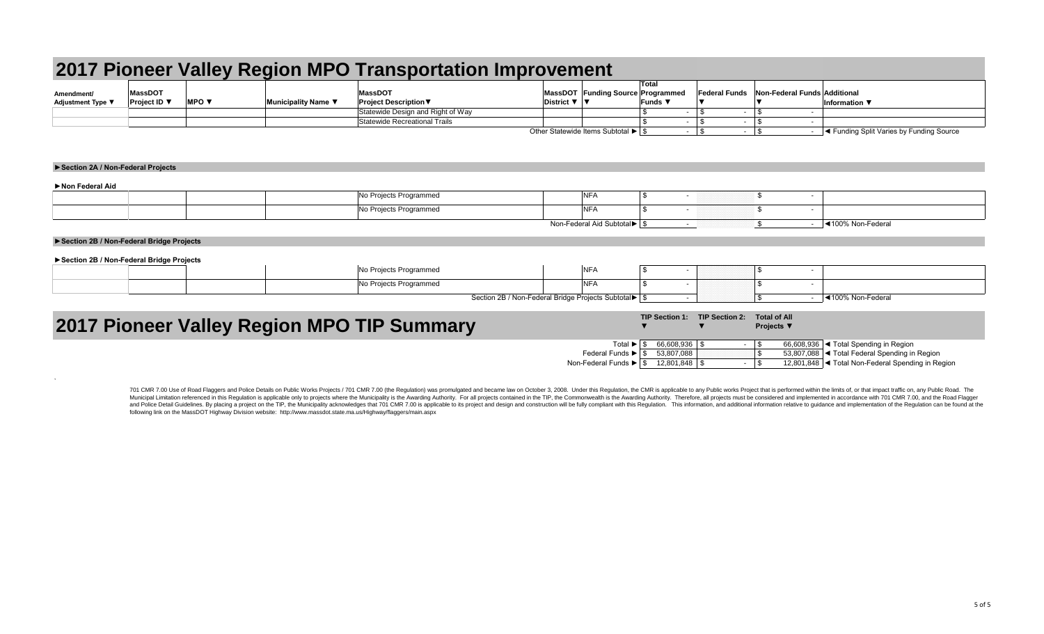# 2017 Pioneer Valley Region MPO Transportation Improvement

| Amendment/ Adjustment Type ▼ | MassDOT Project ID ▼ | MPO ▼ | Municipality Name ▼ | MassDOT Project Description▼ | MassDOT District ▼ | Funding Source ▼ | Total Programmed Funds ▼ | Federal Funds ▼ | Non-Federal Funds ▼ | Additional Information ▼ |
|---|---|---|---|---|---|---|---|---|---|---|
| | | | | Statewide Design and Right of Way | | | $ - | $ - | $ - | |
| | | | | Statewide Recreational Trails | | | $ - | $ - | $ - | |
| | | | | | Other Statewide Items Subtotal ► | | $ - | $ - | $ - | ◄ Funding Split Varies by Funding Source |

**►Section 2A / Non-Federal Projects**

**►Non Federal Aid**

| | | | | | | | | | | |
|---|---|---|---|---|---|---|---|---|---|---|
| | | | | No Projects Programmed | | NFA | $ - | | $ - | |
| | | | | No Projects Programmed | | NFA | $ - | | $ - | |
| | | | | | Non-Federal Aid Subtotal► | | $ - | | $ - | ◄100% Non-Federal |

**►Section 2B / Non-Federal Bridge Projects**

**►Section 2B / Non-Federal Bridge Projects**

| | | | | | | | | | | |
|---|---|---|---|---|---|---|---|---|---|---|
| | | | | No Projects Programmed | | NFA | $ - | | $ - | |
| | | | | No Projects Programmed | | NFA | $ - | | $ - | |
| | | | | | Section 2B / Non-Federal Bridge Projects Subtotal► | | $ - | | $ - | ◄100% Non-Federal |

# 2017 Pioneer Valley Region MPO TIP Summary

| | TIP Section 1: ▼ | TIP Section 2: ▼ | Total of All Projects ▼ | |
|---|---|---|---|---|
| Total ► | $ 66,608,936 | $ - | $ 66,608,936 | ◄ Total Spending in Region |
| Federal Funds ► | $ 53,807,088 | | $ 53,807,088 | ◄ Total Federal Spending in Region |
| Non-Federal Funds ► | $ 12,801,848 | $ - | $ 12,801,848 | ◄ Total Non-Federal Spending in Region |

701 CMR 7.00 Use of Road Flaggers and Police Details on Public Works Projects / 701 CMR 7.00 (the Regulation) was promulgated and became law on October 3, 2008. Under this Regulation, the CMR is applicable to any Public works Project that is performed within the limits of, or that impact traffic on, any Public Road. The Municipal Limitation referenced in this Regulation is applicable only to projects where the Municipality is the Awarding Authority. For all projects contained in the TIP, the Commonwealth is the Awarding Authority. Therefore, all projects must be considered and implemented in accordance with 701 CMR 7.00, and the Road Flagger and Police Detail Guidelines. By placing a project on the TIP, the Municipality acknowledges that 701 CMR 7.00 is applicable to its project and design and construction will be fully compliant with this Regulation. This information, and additional information relative to guidance and implementation of the Regulation can be found at the following link on the MassDOT Highway Division website: http://www.massdot.state.ma.us/Highway/flaggers/main.aspx